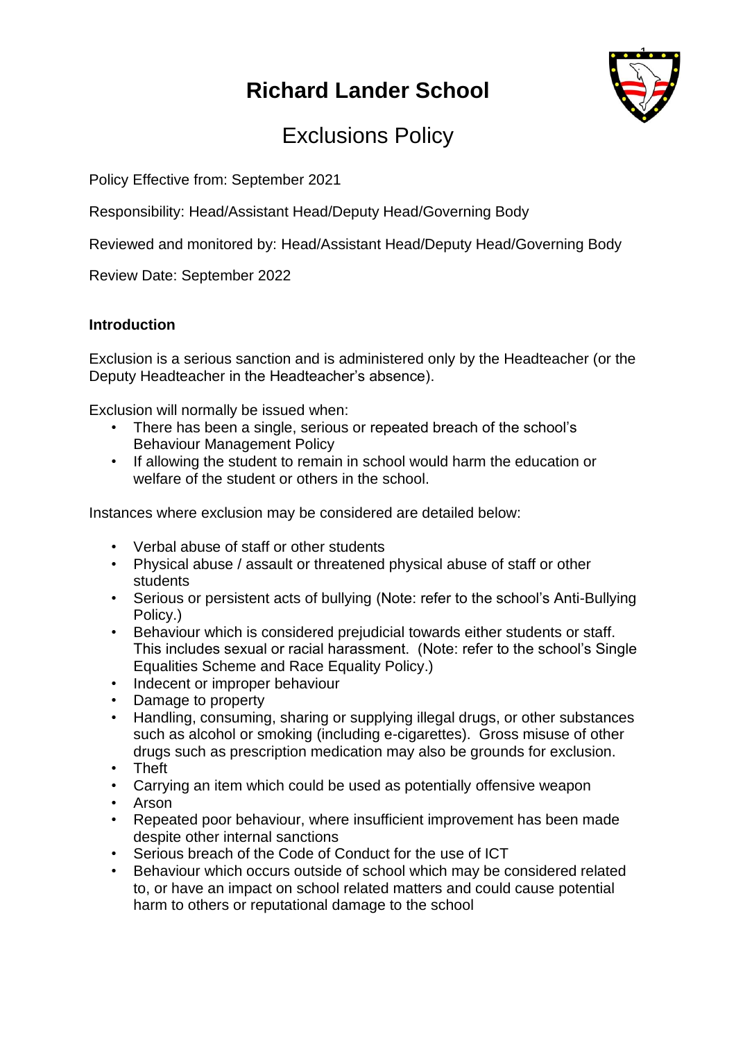# Richard Lander School

## Exclusions Policy

Policy Effective from: September 2021

Responsibility: Head/Assistant Head/Deputy Head/Governing Body

Reviewed and monitored by: Head/Assistant Head/Deputy Head/Governing Body

Review Date: September 2022

### Introduction

Exclusion is a serious sanction and is administered only by the Headteacher (or the Deputy Headteacher in the Headteacher's absence).

Exclusion will normally be issued when:

- There has been a single, serious or repeated breach of the school's Behaviour Management Policy
- If allowing the student to remain in school would harm the education or welfare of the student or others in the school.

Instances where exclusion may be considered are detailed below:

- Verbal abuse of staff or other students
- Physical abuse / assault or threatened physical abuse of staff or other students
- Serious or persistent acts of bullying (Note: refer to the school's Anti-Bullying Policy.)
- Behaviour which is considered prejudicial towards either students or staff. This includes sexual or racial harassment. (Note: refer to the school's Single Equalities Scheme and Race Equality Policy.)
- Indecent or improper behaviour
- Damage to property
- Handling, consuming, sharing or supplying illegal drugs, or other substances such as alcohol or smoking (including e-cigarettes). Gross misuse of other drugs such as prescription medication may also be grounds for exclusion.
- Theft
- Carrying an item which could be used as potentially offensive weapon
- Arson
- Repeated poor behaviour, where insufficient improvement has been made despite other internal sanctions
- Serious breach of the Code of Conduct for the use of ICT
- Behaviour which occurs outside of school which may be considered related to, or have an impact on school related matters and could cause potential harm to others or reputational damage to the school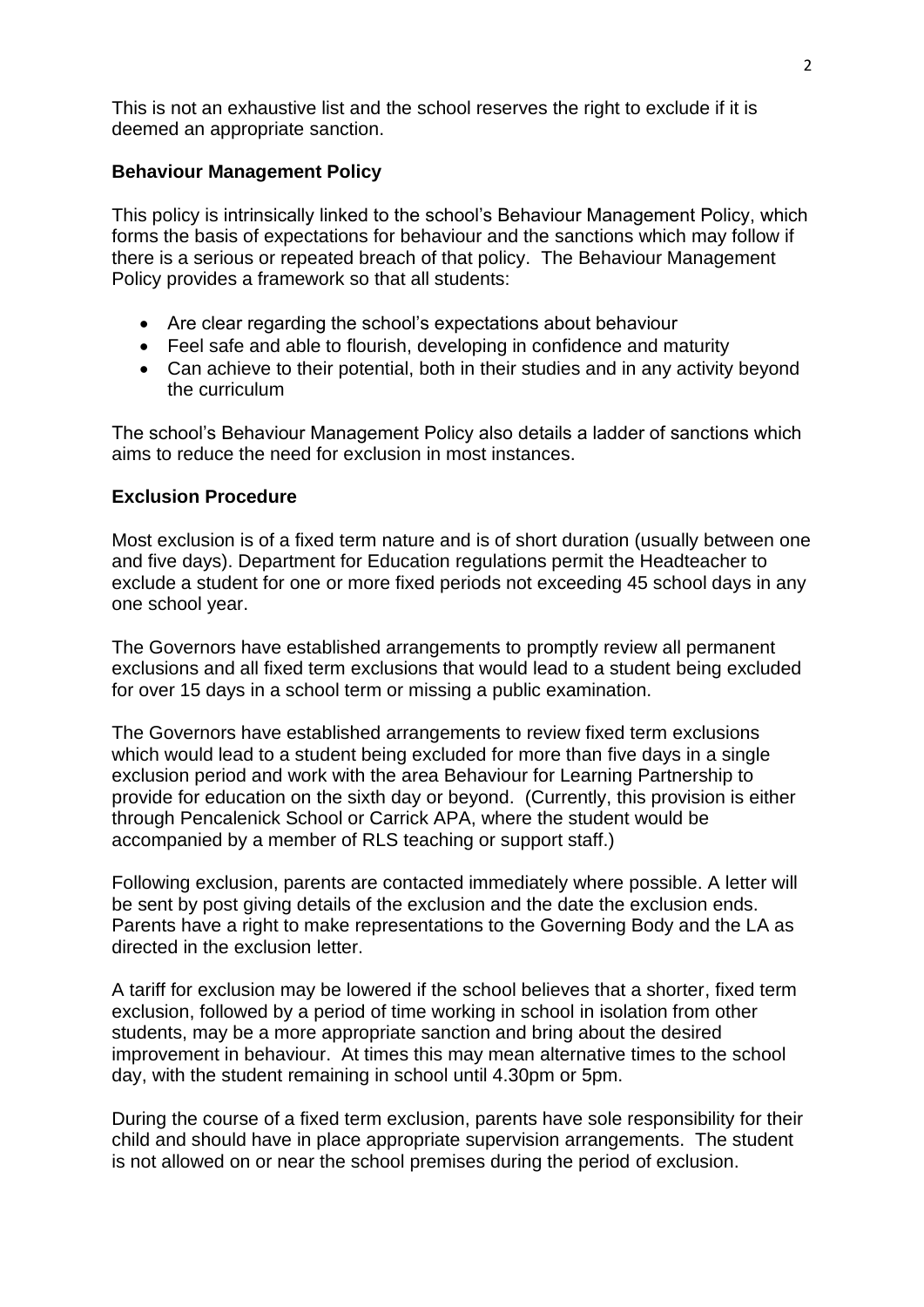This is not an exhaustive list and the school reserves the right to exclude if it is deemed an appropriate sanction.

**Behaviour Management Policy**

This policy is intrinsically linked to the school's Behaviour Management Policy, which forms the basis of expectations for behaviour and the sanctions which may follow if there is a serious or repeated breach of that policy. The Behaviour Management Policy provides a framework so that all students:

- Are clear regarding the school's expectations about behaviour
- Feel safe and able to flourish, developing in confidence and maturity
- Can achieve to their potential, both in their studies and in any activity beyond the curriculum

The school's Behaviour Management Policy also details a ladder of sanctions which aims to reduce the need for exclusion in most instances.

**Exclusion Procedure**

Most exclusion is of a fixed term nature and is of short duration (usually between one and five days). Department for Education regulations permit the Headteacher to exclude a student for one or more fixed periods not exceeding 45 school days in any one school year.

The Governors have established arrangements to promptly review all permanent exclusions and all fixed term exclusions that would lead to a student being excluded for over 15 days in a school term or missing a public examination.

The Governors have established arrangements to review fixed term exclusions which would lead to a student being excluded for more than five days in a single exclusion period and work with the area Behaviour for Learning Partnership to provide for education on the sixth day or beyond. (Currently, this provision is either through Pencalenick School or Carrick APA, where the student would be accompanied by a member of RLS teaching or support staff.)

Following exclusion, parents are contacted immediately where possible. A letter will be sent by post giving details of the exclusion and the date the exclusion ends. Parents have a right to make representations to the Governing Body and the LA as directed in the exclusion letter.

A tariff for exclusion may be lowered if the school believes that a shorter, fixed term exclusion, followed by a period of time working in school in isolation from other students, may be a more appropriate sanction and bring about the desired improvement in behaviour. At times this may mean alternative times to the school day, with the student remaining in school until 4.30pm or 5pm.

During the course of a fixed term exclusion, parents have sole responsibility for their child and should have in place appropriate supervision arrangements. The student is not allowed on or near the school premises during the period of exclusion.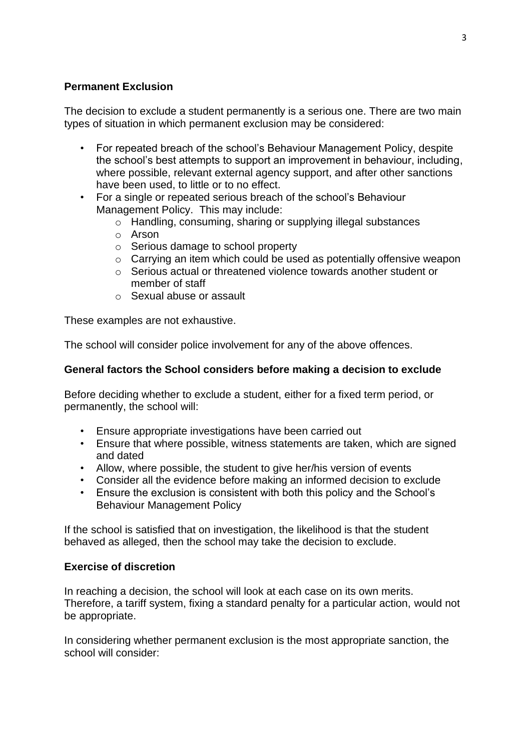**Permanent Exclusion**

The decision to exclude a student permanently is a serious one. There are two main types of situation in which permanent exclusion may be considered:

- For repeated breach of the school's Behaviour Management Policy, despite the school's best attempts to support an improvement in behaviour, including, where possible, relevant external agency support, and after other sanctions have been used, to little or to no effect.
- For a single or repeated serious breach of the school's Behaviour Management Policy. This may include:
  - Handling, consuming, sharing or supplying illegal substances
  - Arson
  - Serious damage to school property
  - Carrying an item which could be used as potentially offensive weapon
  - Serious actual or threatened violence towards another student or member of staff
  - Sexual abuse or assault

These examples are not exhaustive.

The school will consider police involvement for any of the above offences.

**General factors the School considers before making a decision to exclude**

Before deciding whether to exclude a student, either for a fixed term period, or permanently, the school will:

- Ensure appropriate investigations have been carried out
- Ensure that where possible, witness statements are taken, which are signed and dated
- Allow, where possible, the student to give her/his version of events
- Consider all the evidence before making an informed decision to exclude
- Ensure the exclusion is consistent with both this policy and the School's Behaviour Management Policy

If the school is satisfied that on investigation, the likelihood is that the student behaved as alleged, then the school may take the decision to exclude.

**Exercise of discretion**

In reaching a decision, the school will look at each case on its own merits. Therefore, a tariff system, fixing a standard penalty for a particular action, would not be appropriate.

In considering whether permanent exclusion is the most appropriate sanction, the school will consider: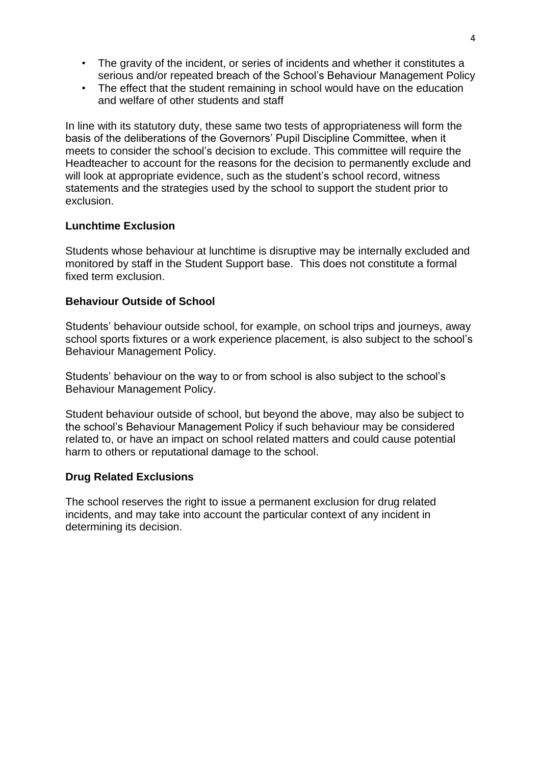- The gravity of the incident, or series of incidents and whether it constitutes a serious and/or repeated breach of the School's Behaviour Management Policy
- The effect that the student remaining in school would have on the education and welfare of other students and staff

In line with its statutory duty, these same two tests of appropriateness will form the basis of the deliberations of the Governors' Pupil Discipline Committee, when it meets to consider the school's decision to exclude. This committee will require the Headteacher to account for the reasons for the decision to permanently exclude and will look at appropriate evidence, such as the student's school record, witness statements and the strategies used by the school to support the student prior to exclusion.

**Lunchtime Exclusion**

Students whose behaviour at lunchtime is disruptive may be internally excluded and monitored by staff in the Student Support base. This does not constitute a formal fixed term exclusion.

**Behaviour Outside of School**

Students' behaviour outside school, for example, on school trips and journeys, away school sports fixtures or a work experience placement, is also subject to the school's Behaviour Management Policy.

Students' behaviour on the way to or from school is also subject to the school's Behaviour Management Policy.

Student behaviour outside of school, but beyond the above, may also be subject to the school's Behaviour Management Policy if such behaviour may be considered related to, or have an impact on school related matters and could cause potential harm to others or reputational damage to the school.

**Drug Related Exclusions**

The school reserves the right to issue a permanent exclusion for drug related incidents, and may take into account the particular context of any incident in determining its decision.